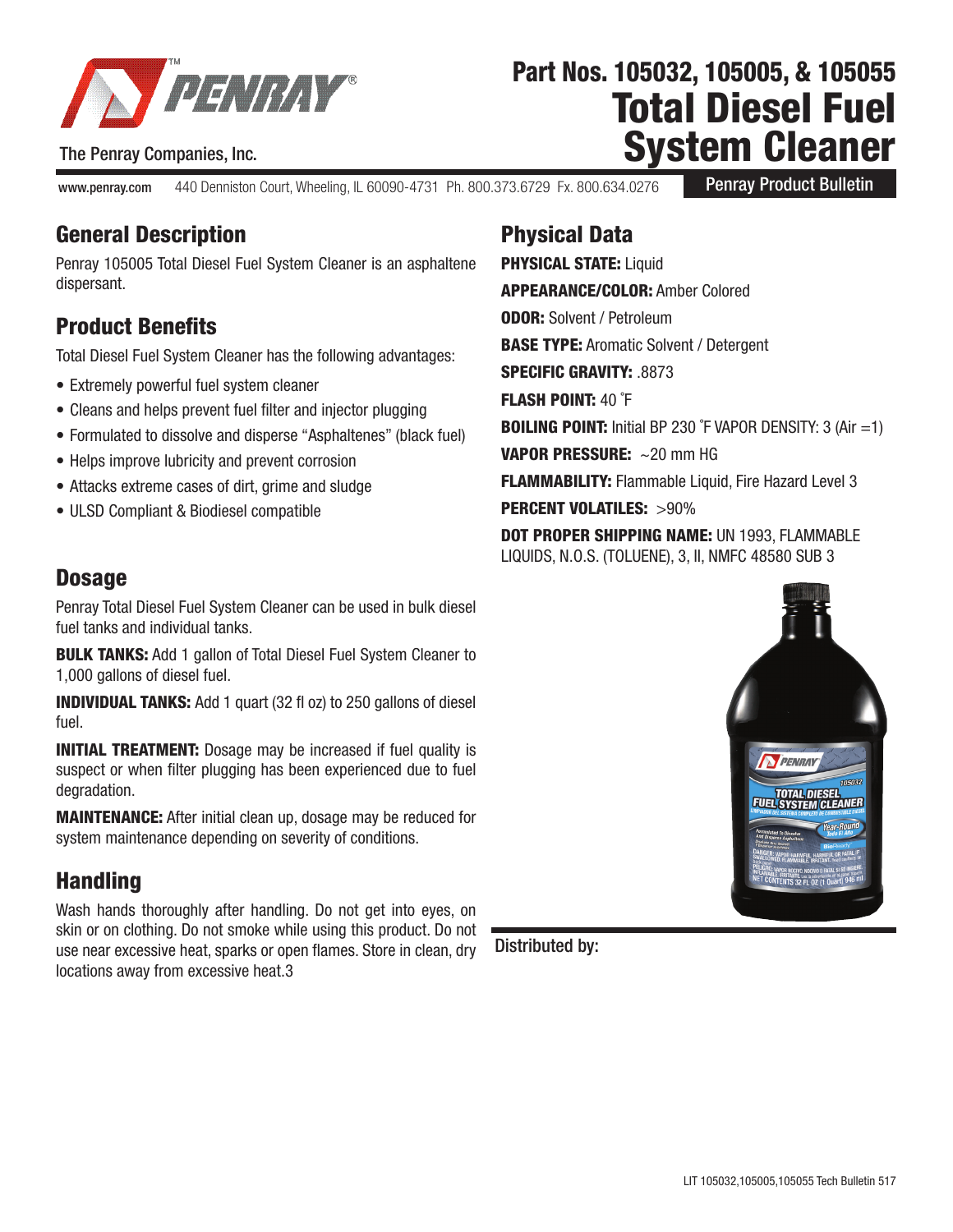The Penray Companies, Inc.

# Part Nos. 105032, 105005, & 105055
# Total Diesel Fuel System Cleaner

www.penray.com 440 Denniston Court, Wheeling, IL 60090-4731 Ph. 800.373.6729 Fx. 800.634.0276

Penray Product Bulletin

## General Description

Penray 105005 Total Diesel Fuel System Cleaner is an asphaltene dispersant.

## Product Benefits

Total Diesel Fuel System Cleaner has the following advantages:

- Extremely powerful fuel system cleaner
- Cleans and helps prevent fuel filter and injector plugging
- Formulated to dissolve and disperse “Asphaltenes” (black fuel)
- Helps improve lubricity and prevent corrosion
- Attacks extreme cases of dirt, grime and sludge
- ULSD Compliant & Biodiesel compatible

## Dosage

Penray Total Diesel Fuel System Cleaner can be used in bulk diesel fuel tanks and individual tanks.

**BULK TANKS:** Add 1 gallon of Total Diesel Fuel System Cleaner to 1,000 gallons of diesel fuel.

**INDIVIDUAL TANKS:** Add 1 quart (32 fl oz) to 250 gallons of diesel fuel.

**INITIAL TREATMENT:** Dosage may be increased if fuel quality is suspect or when filter plugging has been experienced due to fuel degradation.

**MAINTENANCE:** After initial clean up, dosage may be reduced for system maintenance depending on severity of conditions.

## Handling

Wash hands thoroughly after handling. Do not get into eyes, on skin or on clothing. Do not smoke while using this product. Do not use near excessive heat, sparks or open flames. Store in clean, dry locations away from excessive heat.3

## Physical Data

**PHYSICAL STATE:** Liquid

**APPEARANCE/COLOR:** Amber Colored

**ODOR:** Solvent / Petroleum

**BASE TYPE:** Aromatic Solvent / Detergent

**SPECIFIC GRAVITY:** .8873

**FLASH POINT:** 40 ˚F

**BOILING POINT:** Initial BP 230 ˚F VAPOR DENSITY: 3 (Air =1)

**VAPOR PRESSURE:** ~20 mm HG

**FLAMMABILITY:** Flammable Liquid, Fire Hazard Level 3

**PERCENT VOLATILES:** >90%

**DOT PROPER SHIPPING NAME:** UN 1993, FLAMMABLE LIQUIDS, N.O.S. (TOLUENE), 3, II, NMFC 48580 SUB 3

Distributed by:

LIT 105032,105005,105055 Tech Bulletin 517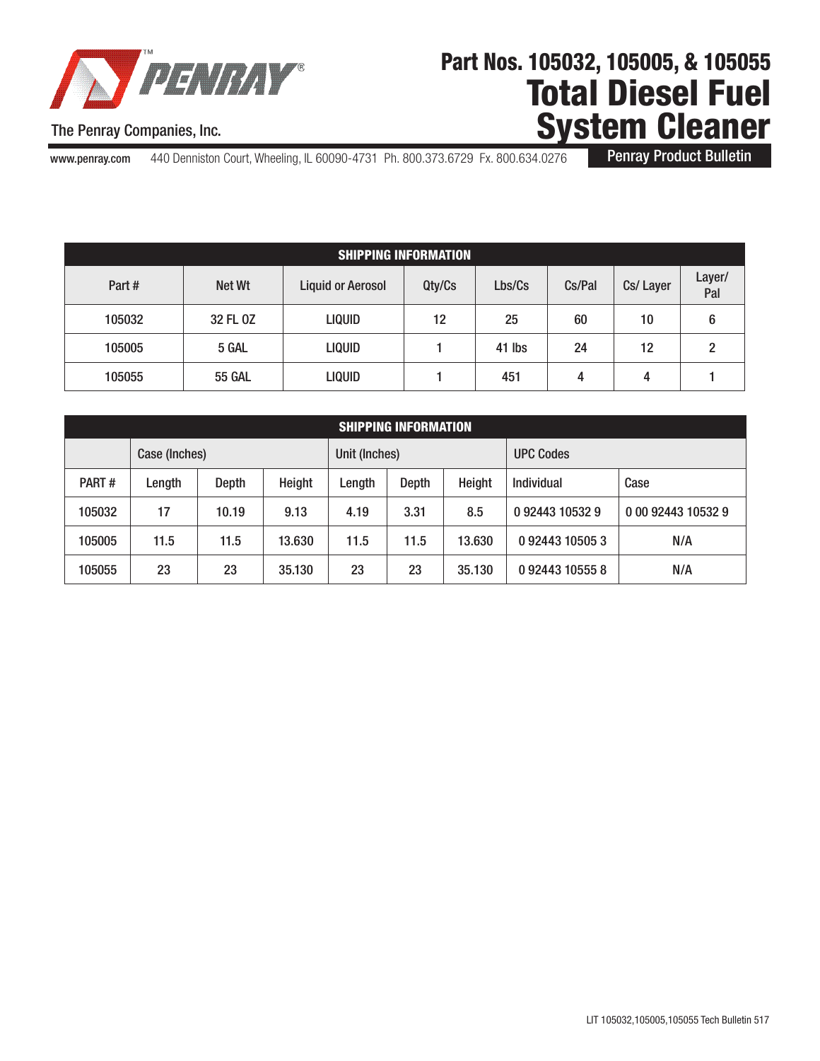# Part Nos. 105032, 105005, & 105055

# Total Diesel Fuel System Cleaner

The Penray Companies, Inc.

www.penray.com 440 Denniston Court, Wheeling, IL 60090-4731 Ph. 800.373.6729 Fx. 800.634.0276

Penray Product Bulletin

| SHIPPING INFORMATION | | | | | | | |
|---|---|---|---|---|---|---|---|
| Part # | Net Wt | Liquid or Aerosol | Qty/Cs | Lbs/Cs | Cs/Pal | Cs/ Layer | Layer/ Pal |
| 105032 | 32 FL OZ | LIQUID | 12 | 25 | 60 | 10 | 6 |
| 105005 | 5 GAL | LIQUID | 1 | 41 lbs | 24 | 12 | 2 |
| 105055 | 55 GAL | LIQUID | 1 | 451 | 4 | 4 | 1 |

| SHIPPING INFORMATION | | | | | | | | |
|---|---|---|---|---|---|---|---|---|
| | Case (Inches) | | | Unit (Inches) | | | UPC Codes | |
| PART # | Length | Depth | Height | Length | Depth | Height | Individual | Case |
| 105032 | 17 | 10.19 | 9.13 | 4.19 | 3.31 | 8.5 | 0 92443 10532 9 | 0 00 92443 10532 9 |
| 105005 | 11.5 | 11.5 | 13.630 | 11.5 | 11.5 | 13.630 | 0 92443 10505 3 | N/A |
| 105055 | 23 | 23 | 35.130 | 23 | 23 | 35.130 | 0 92443 10555 8 | N/A |

LIT 105032,105005,105055 Tech Bulletin 517